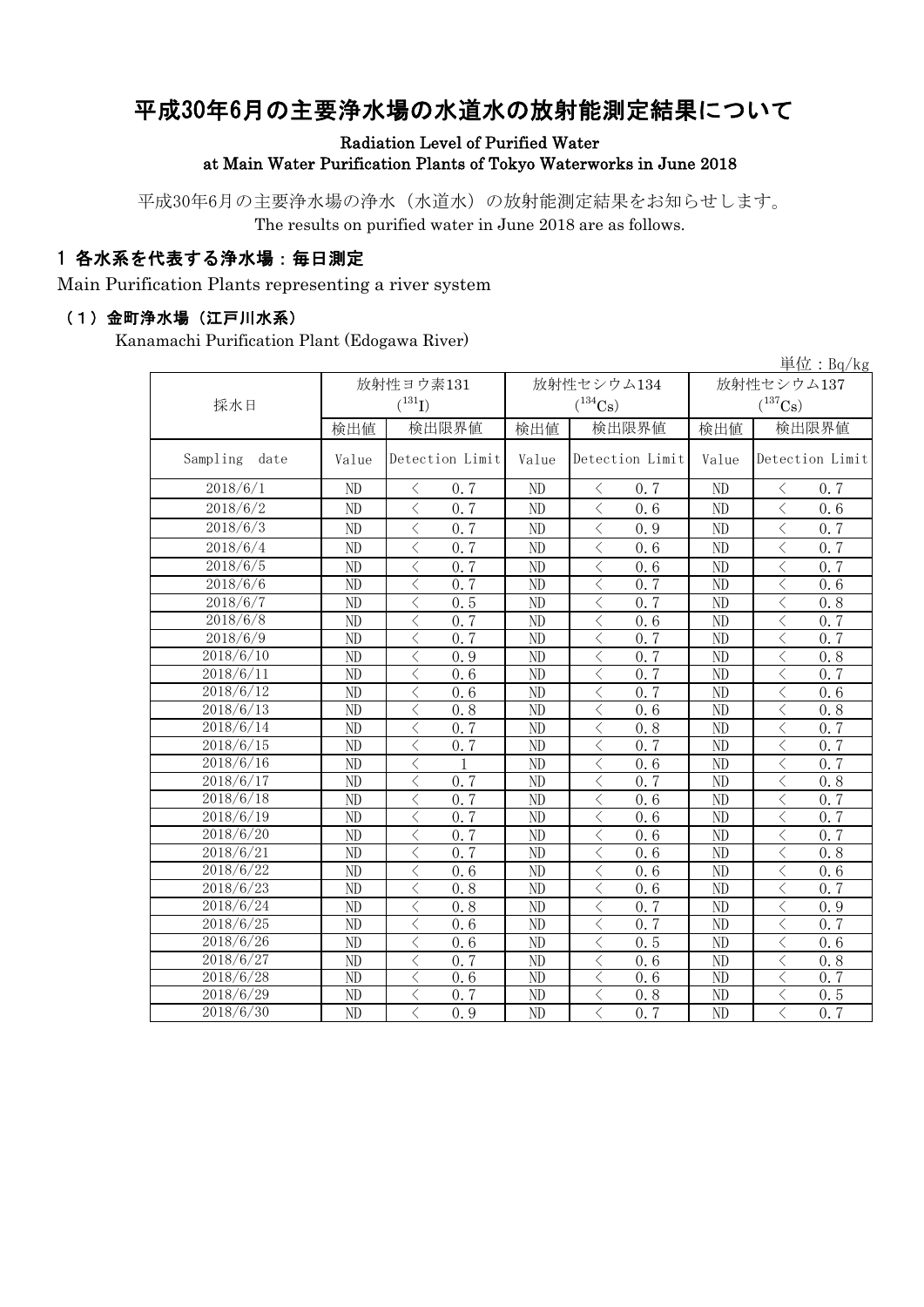# 平成30年6月の主要浄水場の水道水の放射能測定結果について

**Radiation Level of Purified Water at Main Water Purification Plants of Tokyo Waterworks in June 2018**

平成30年6月の主要浄水場の浄水（水道水）の放射能測定結果をお知らせします。
The results on purified water in June 2018 are as follows.

## 1 各水系を代表する浄水場：毎日測定

Main Purification Plants representing a river system

### （1）金町浄水場（江戸川水系）

Kanamachi Purification Plant (Edogawa River)

単位：Bq/kg

| 採水日 | 放射性ヨウ素131 ($^{131}$I) | | 放射性セシウム134 ($^{134}$Cs) | | 放射性セシウム137 ($^{137}$Cs) | |
|---|---|---|---|---|---|---|
| | 検出値 | 検出限界値 | 検出値 | 検出限界値 | 検出値 | 検出限界値 |
| Sampling date | Value | Detection Limit | Value | Detection Limit | Value | Detection Limit |
| 2018/6/1 | ND | ＜ 0.7 | ND | ＜ 0.7 | ND | ＜ 0.7 |
| 2018/6/2 | ND | ＜ 0.7 | ND | ＜ 0.6 | ND | ＜ 0.6 |
| 2018/6/3 | ND | ＜ 0.7 | ND | ＜ 0.9 | ND | ＜ 0.7 |
| 2018/6/4 | ND | ＜ 0.7 | ND | ＜ 0.6 | ND | ＜ 0.7 |
| 2018/6/5 | ND | ＜ 0.7 | ND | ＜ 0.6 | ND | ＜ 0.7 |
| 2018/6/6 | ND | ＜ 0.7 | ND | ＜ 0.7 | ND | ＜ 0.6 |
| 2018/6/7 | ND | ＜ 0.5 | ND | ＜ 0.7 | ND | ＜ 0.8 |
| 2018/6/8 | ND | ＜ 0.7 | ND | ＜ 0.6 | ND | ＜ 0.7 |
| 2018/6/9 | ND | ＜ 0.7 | ND | ＜ 0.7 | ND | ＜ 0.7 |
| 2018/6/10 | ND | ＜ 0.9 | ND | ＜ 0.7 | ND | ＜ 0.8 |
| 2018/6/11 | ND | ＜ 0.6 | ND | ＜ 0.7 | ND | ＜ 0.7 |
| 2018/6/12 | ND | ＜ 0.6 | ND | ＜ 0.7 | ND | ＜ 0.6 |
| 2018/6/13 | ND | ＜ 0.8 | ND | ＜ 0.6 | ND | ＜ 0.8 |
| 2018/6/14 | ND | ＜ 0.7 | ND | ＜ 0.8 | ND | ＜ 0.7 |
| 2018/6/15 | ND | ＜ 0.7 | ND | ＜ 0.7 | ND | ＜ 0.7 |
| 2018/6/16 | ND | ＜ 1 | ND | ＜ 0.6 | ND | ＜ 0.7 |
| 2018/6/17 | ND | ＜ 0.7 | ND | ＜ 0.7 | ND | ＜ 0.8 |
| 2018/6/18 | ND | ＜ 0.7 | ND | ＜ 0.6 | ND | ＜ 0.7 |
| 2018/6/19 | ND | ＜ 0.7 | ND | ＜ 0.6 | ND | ＜ 0.7 |
| 2018/6/20 | ND | ＜ 0.7 | ND | ＜ 0.6 | ND | ＜ 0.7 |
| 2018/6/21 | ND | ＜ 0.7 | ND | ＜ 0.6 | ND | ＜ 0.8 |
| 2018/6/22 | ND | ＜ 0.6 | ND | ＜ 0.6 | ND | ＜ 0.6 |
| 2018/6/23 | ND | ＜ 0.8 | ND | ＜ 0.6 | ND | ＜ 0.7 |
| 2018/6/24 | ND | ＜ 0.8 | ND | ＜ 0.7 | ND | ＜ 0.9 |
| 2018/6/25 | ND | ＜ 0.6 | ND | ＜ 0.7 | ND | ＜ 0.7 |
| 2018/6/26 | ND | ＜ 0.6 | ND | ＜ 0.5 | ND | ＜ 0.6 |
| 2018/6/27 | ND | ＜ 0.7 | ND | ＜ 0.6 | ND | ＜ 0.8 |
| 2018/6/28 | ND | ＜ 0.6 | ND | ＜ 0.6 | ND | ＜ 0.7 |
| 2018/6/29 | ND | ＜ 0.7 | ND | ＜ 0.8 | ND | ＜ 0.5 |
| 2018/6/30 | ND | ＜ 0.9 | ND | ＜ 0.7 | ND | ＜ 0.7 |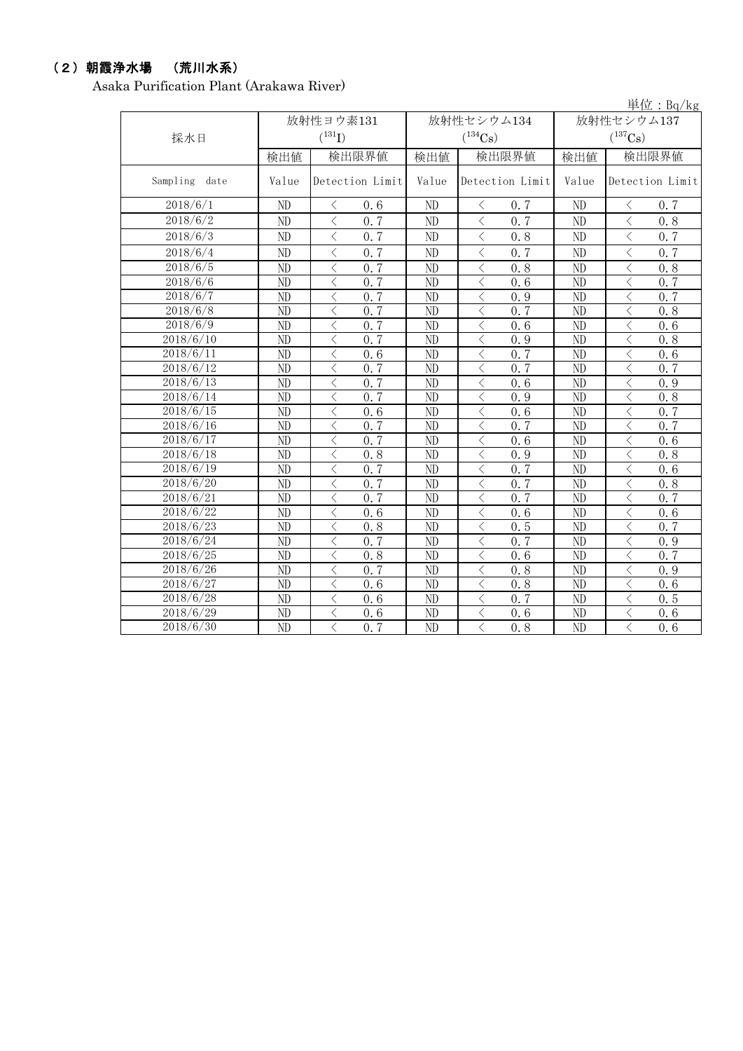## （2）朝霞浄水場　（荒川水系）

Asaka Purification Plant (Arakawa River)

単位：Bq/kg

| 採水日 | 放射性ヨウ素131 ($^{131}I$) | | 放射性セシウム134 ($^{134}Cs$) | | 放射性セシウム137 ($^{137}Cs$) | |
|---|---|---|---|---|---|---|
| | 検出値 | 検出限界値 | 検出値 | 検出限界値 | 検出値 | 検出限界値 |
| Sampling date | Value | Detection Limit | Value | Detection Limit | Value | Detection Limit |
| 2018/6/1 | ND | ＜ 0.6 | ND | ＜ 0.7 | ND | ＜ 0.7 |
| 2018/6/2 | ND | ＜ 0.7 | ND | ＜ 0.7 | ND | ＜ 0.8 |
| 2018/6/3 | ND | ＜ 0.7 | ND | ＜ 0.8 | ND | ＜ 0.7 |
| 2018/6/4 | ND | ＜ 0.7 | ND | ＜ 0.7 | ND | ＜ 0.7 |
| 2018/6/5 | ND | ＜ 0.7 | ND | ＜ 0.8 | ND | ＜ 0.8 |
| 2018/6/6 | ND | ＜ 0.7 | ND | ＜ 0.6 | ND | ＜ 0.7 |
| 2018/6/7 | ND | ＜ 0.7 | ND | ＜ 0.9 | ND | ＜ 0.7 |
| 2018/6/8 | ND | ＜ 0.7 | ND | ＜ 0.7 | ND | ＜ 0.8 |
| 2018/6/9 | ND | ＜ 0.7 | ND | ＜ 0.6 | ND | ＜ 0.6 |
| 2018/6/10 | ND | ＜ 0.7 | ND | ＜ 0.9 | ND | ＜ 0.8 |
| 2018/6/11 | ND | ＜ 0.6 | ND | ＜ 0.7 | ND | ＜ 0.6 |
| 2018/6/12 | ND | ＜ 0.7 | ND | ＜ 0.7 | ND | ＜ 0.7 |
| 2018/6/13 | ND | ＜ 0.7 | ND | ＜ 0.6 | ND | ＜ 0.9 |
| 2018/6/14 | ND | ＜ 0.7 | ND | ＜ 0.9 | ND | ＜ 0.8 |
| 2018/6/15 | ND | ＜ 0.6 | ND | ＜ 0.6 | ND | ＜ 0.7 |
| 2018/6/16 | ND | ＜ 0.7 | ND | ＜ 0.7 | ND | ＜ 0.7 |
| 2018/6/17 | ND | ＜ 0.7 | ND | ＜ 0.6 | ND | ＜ 0.6 |
| 2018/6/18 | ND | ＜ 0.8 | ND | ＜ 0.9 | ND | ＜ 0.8 |
| 2018/6/19 | ND | ＜ 0.7 | ND | ＜ 0.7 | ND | ＜ 0.6 |
| 2018/6/20 | ND | ＜ 0.7 | ND | ＜ 0.7 | ND | ＜ 0.8 |
| 2018/6/21 | ND | ＜ 0.7 | ND | ＜ 0.7 | ND | ＜ 0.7 |
| 2018/6/22 | ND | ＜ 0.6 | ND | ＜ 0.6 | ND | ＜ 0.6 |
| 2018/6/23 | ND | ＜ 0.8 | ND | ＜ 0.5 | ND | ＜ 0.7 |
| 2018/6/24 | ND | ＜ 0.7 | ND | ＜ 0.7 | ND | ＜ 0.9 |
| 2018/6/25 | ND | ＜ 0.8 | ND | ＜ 0.6 | ND | ＜ 0.7 |
| 2018/6/26 | ND | ＜ 0.7 | ND | ＜ 0.8 | ND | ＜ 0.9 |
| 2018/6/27 | ND | ＜ 0.6 | ND | ＜ 0.8 | ND | ＜ 0.6 |
| 2018/6/28 | ND | ＜ 0.6 | ND | ＜ 0.7 | ND | ＜ 0.5 |
| 2018/6/29 | ND | ＜ 0.6 | ND | ＜ 0.6 | ND | ＜ 0.6 |
| 2018/6/30 | ND | ＜ 0.7 | ND | ＜ 0.8 | ND | ＜ 0.6 |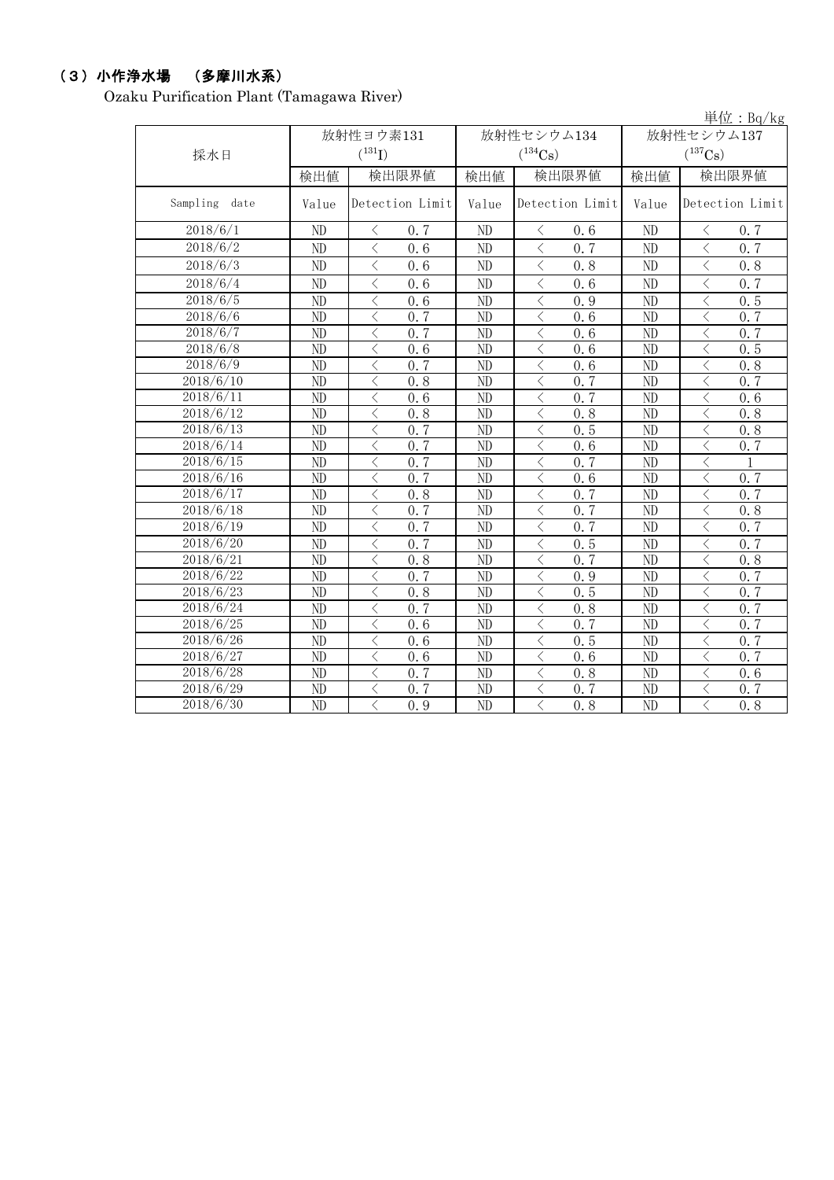## （3）小作浄水場　（多摩川水系）

Ozaku Purification Plant (Tamagawa River)

単位：Bq/kg

| 採水日 | 放射性ヨウ素131 ($^{131}I$) | | 放射性セシウム134 ($^{134}Cs$) | | 放射性セシウム137 ($^{137}Cs$) | |
|---|---|---|---|---|---|---|
| | 検出値 | 検出限界値 | 検出値 | 検出限界値 | 検出値 | 検出限界値 |
| Sampling date | Value | Detection Limit | Value | Detection Limit | Value | Detection Limit |
| 2018/6/1 | ND | ＜ 0.7 | ND | ＜ 0.6 | ND | ＜ 0.7 |
| 2018/6/2 | ND | ＜ 0.6 | ND | ＜ 0.7 | ND | ＜ 0.7 |
| 2018/6/3 | ND | ＜ 0.6 | ND | ＜ 0.8 | ND | ＜ 0.8 |
| 2018/6/4 | ND | ＜ 0.6 | ND | ＜ 0.6 | ND | ＜ 0.7 |
| 2018/6/5 | ND | ＜ 0.6 | ND | ＜ 0.9 | ND | ＜ 0.5 |
| 2018/6/6 | ND | ＜ 0.7 | ND | ＜ 0.6 | ND | ＜ 0.7 |
| 2018/6/7 | ND | ＜ 0.7 | ND | ＜ 0.6 | ND | ＜ 0.7 |
| 2018/6/8 | ND | ＜ 0.6 | ND | ＜ 0.6 | ND | ＜ 0.5 |
| 2018/6/9 | ND | ＜ 0.7 | ND | ＜ 0.6 | ND | ＜ 0.8 |
| 2018/6/10 | ND | ＜ 0.8 | ND | ＜ 0.7 | ND | ＜ 0.7 |
| 2018/6/11 | ND | ＜ 0.6 | ND | ＜ 0.7 | ND | ＜ 0.6 |
| 2018/6/12 | ND | ＜ 0.8 | ND | ＜ 0.8 | ND | ＜ 0.8 |
| 2018/6/13 | ND | ＜ 0.7 | ND | ＜ 0.5 | ND | ＜ 0.8 |
| 2018/6/14 | ND | ＜ 0.7 | ND | ＜ 0.6 | ND | ＜ 0.7 |
| 2018/6/15 | ND | ＜ 0.7 | ND | ＜ 0.7 | ND | ＜ 1 |
| 2018/6/16 | ND | ＜ 0.7 | ND | ＜ 0.6 | ND | ＜ 0.7 |
| 2018/6/17 | ND | ＜ 0.8 | ND | ＜ 0.7 | ND | ＜ 0.7 |
| 2018/6/18 | ND | ＜ 0.7 | ND | ＜ 0.7 | ND | ＜ 0.8 |
| 2018/6/19 | ND | ＜ 0.7 | ND | ＜ 0.7 | ND | ＜ 0.7 |
| 2018/6/20 | ND | ＜ 0.7 | ND | ＜ 0.5 | ND | ＜ 0.7 |
| 2018/6/21 | ND | ＜ 0.8 | ND | ＜ 0.7 | ND | ＜ 0.8 |
| 2018/6/22 | ND | ＜ 0.7 | ND | ＜ 0.9 | ND | ＜ 0.7 |
| 2018/6/23 | ND | ＜ 0.8 | ND | ＜ 0.5 | ND | ＜ 0.7 |
| 2018/6/24 | ND | ＜ 0.7 | ND | ＜ 0.8 | ND | ＜ 0.7 |
| 2018/6/25 | ND | ＜ 0.6 | ND | ＜ 0.7 | ND | ＜ 0.7 |
| 2018/6/26 | ND | ＜ 0.6 | ND | ＜ 0.5 | ND | ＜ 0.7 |
| 2018/6/27 | ND | ＜ 0.6 | ND | ＜ 0.6 | ND | ＜ 0.7 |
| 2018/6/28 | ND | ＜ 0.7 | ND | ＜ 0.8 | ND | ＜ 0.6 |
| 2018/6/29 | ND | ＜ 0.7 | ND | ＜ 0.7 | ND | ＜ 0.7 |
| 2018/6/30 | ND | ＜ 0.9 | ND | ＜ 0.8 | ND | ＜ 0.8 |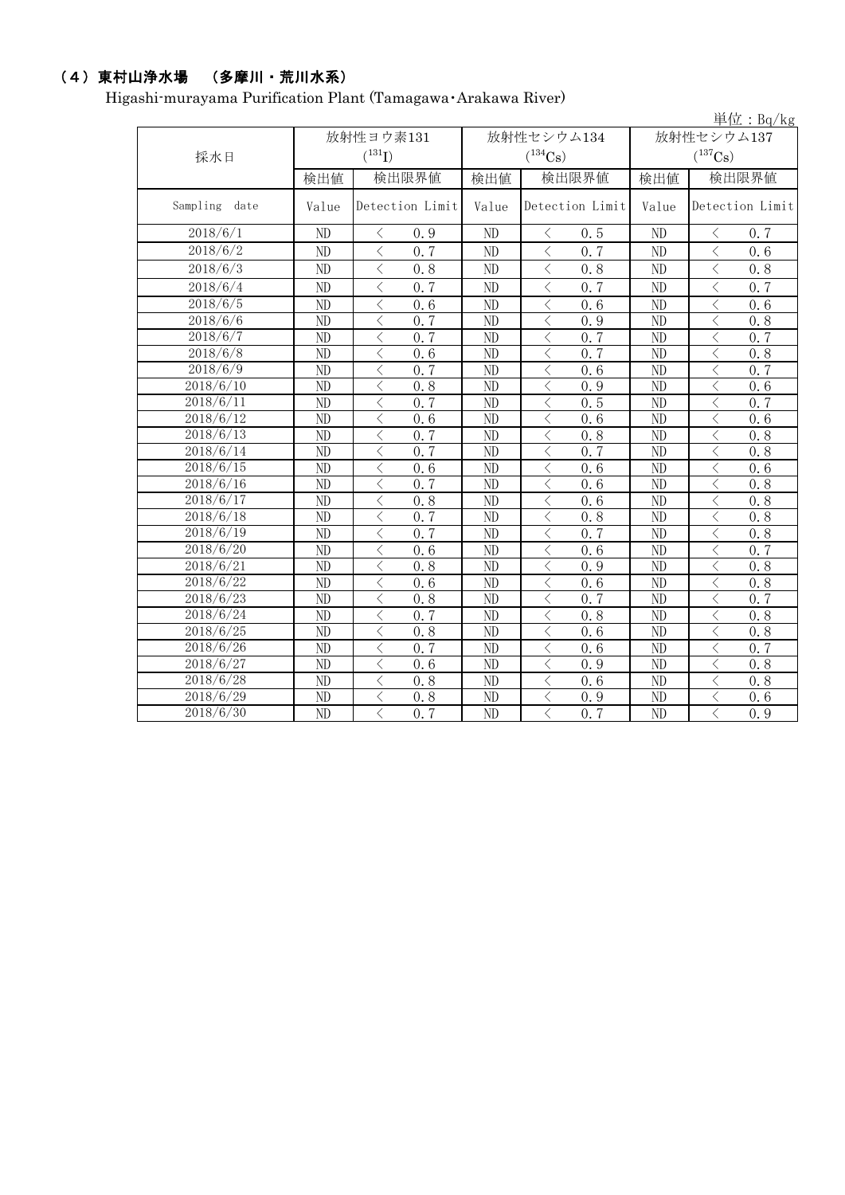## （4）東村山浄水場　（多摩川・荒川水系）

Higashi-murayama Purification Plant (Tamagawa･Arakawa River)

単位：Bq/kg

| 採水日 | 放射性ヨウ素131 ($^{131}$I) | | 放射性セシウム134 ($^{134}$Cs) | | 放射性セシウム137 ($^{137}$Cs) | |
|---|---|---|---|---|---|---|
| | 検出値 | 検出限界値 | 検出値 | 検出限界値 | 検出値 | 検出限界値 |
| Sampling date | Value | Detection Limit | Value | Detection Limit | Value | Detection Limit |
| 2018/6/1 | ND | ＜　0.9 | ND | ＜　0.5 | ND | ＜　0.7 |
| 2018/6/2 | ND | ＜　0.7 | ND | ＜　0.7 | ND | ＜　0.6 |
| 2018/6/3 | ND | ＜　0.8 | ND | ＜　0.8 | ND | ＜　0.8 |
| 2018/6/4 | ND | ＜　0.7 | ND | ＜　0.7 | ND | ＜　0.7 |
| 2018/6/5 | ND | ＜　0.6 | ND | ＜　0.6 | ND | ＜　0.6 |
| 2018/6/6 | ND | ＜　0.7 | ND | ＜　0.9 | ND | ＜　0.8 |
| 2018/6/7 | ND | ＜　0.7 | ND | ＜　0.7 | ND | ＜　0.7 |
| 2018/6/8 | ND | ＜　0.6 | ND | ＜　0.7 | ND | ＜　0.8 |
| 2018/6/9 | ND | ＜　0.7 | ND | ＜　0.6 | ND | ＜　0.7 |
| 2018/6/10 | ND | ＜　0.8 | ND | ＜　0.9 | ND | ＜　0.6 |
| 2018/6/11 | ND | ＜　0.7 | ND | ＜　0.5 | ND | ＜　0.7 |
| 2018/6/12 | ND | ＜　0.6 | ND | ＜　0.6 | ND | ＜　0.6 |
| 2018/6/13 | ND | ＜　0.7 | ND | ＜　0.8 | ND | ＜　0.8 |
| 2018/6/14 | ND | ＜　0.7 | ND | ＜　0.7 | ND | ＜　0.8 |
| 2018/6/15 | ND | ＜　0.6 | ND | ＜　0.6 | ND | ＜　0.6 |
| 2018/6/16 | ND | ＜　0.7 | ND | ＜　0.6 | ND | ＜　0.8 |
| 2018/6/17 | ND | ＜　0.8 | ND | ＜　0.6 | ND | ＜　0.8 |
| 2018/6/18 | ND | ＜　0.7 | ND | ＜　0.8 | ND | ＜　0.8 |
| 2018/6/19 | ND | ＜　0.7 | ND | ＜　0.7 | ND | ＜　0.8 |
| 2018/6/20 | ND | ＜　0.6 | ND | ＜　0.6 | ND | ＜　0.7 |
| 2018/6/21 | ND | ＜　0.8 | ND | ＜　0.9 | ND | ＜　0.8 |
| 2018/6/22 | ND | ＜　0.6 | ND | ＜　0.6 | ND | ＜　0.8 |
| 2018/6/23 | ND | ＜　0.8 | ND | ＜　0.7 | ND | ＜　0.7 |
| 2018/6/24 | ND | ＜　0.7 | ND | ＜　0.8 | ND | ＜　0.8 |
| 2018/6/25 | ND | ＜　0.8 | ND | ＜　0.6 | ND | ＜　0.8 |
| 2018/6/26 | ND | ＜　0.7 | ND | ＜　0.6 | ND | ＜　0.7 |
| 2018/6/27 | ND | ＜　0.6 | ND | ＜　0.9 | ND | ＜　0.8 |
| 2018/6/28 | ND | ＜　0.8 | ND | ＜　0.6 | ND | ＜　0.8 |
| 2018/6/29 | ND | ＜　0.8 | ND | ＜　0.9 | ND | ＜　0.6 |
| 2018/6/30 | ND | ＜　0.7 | ND | ＜　0.7 | ND | ＜　0.9 |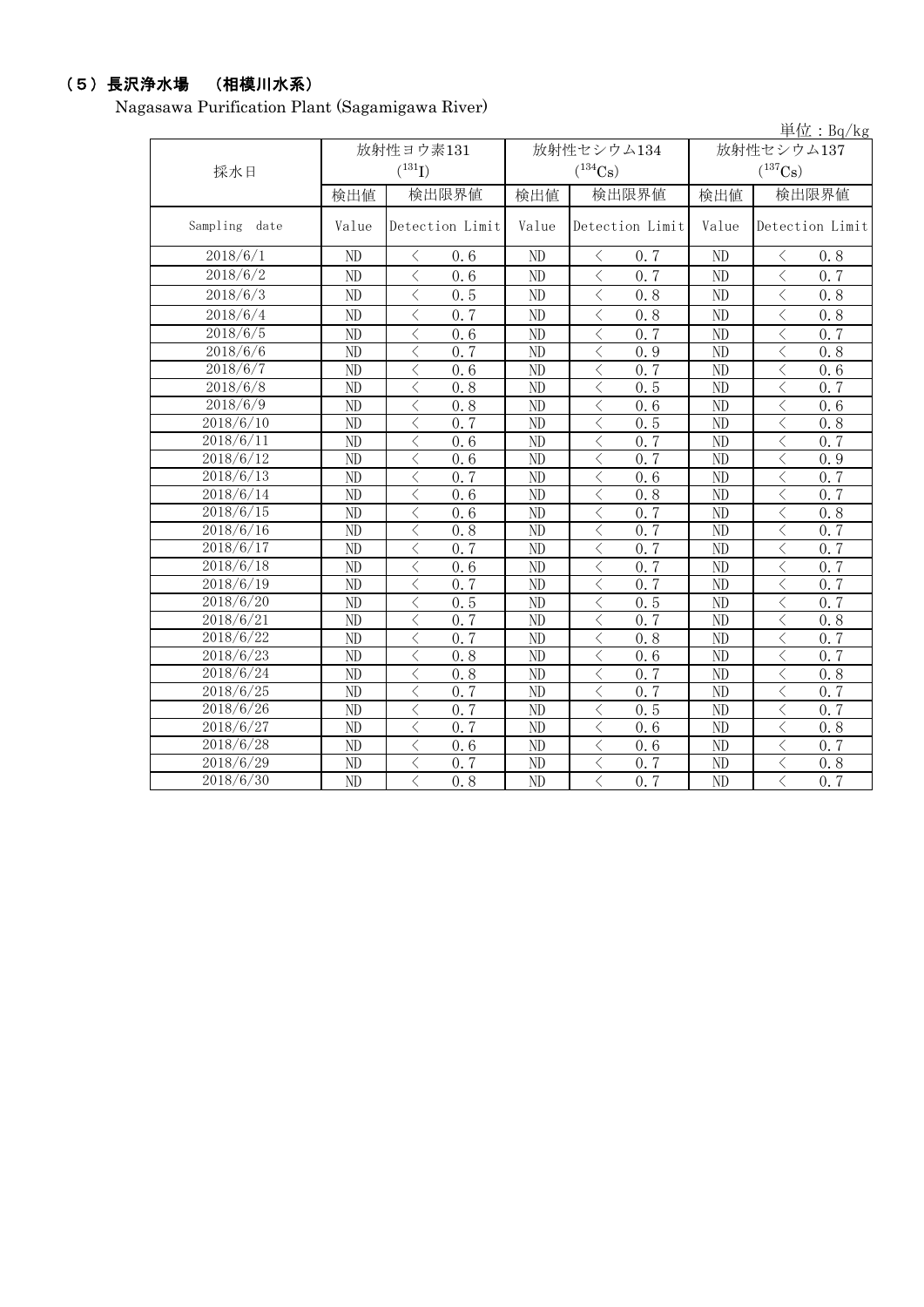## （5）長沢浄水場　（相模川水系）

Nagasawa Purification Plant (Sagamigawa River)

単位：Bq/kg

| 採水日 | 放射性ヨウ素131 ($^{131}I$) | | 放射性セシウム134 ($^{134}Cs$) | | 放射性セシウム137 ($^{137}Cs$) | |
|---|---|---|---|---|---|---|
| | 検出値 | 検出限界値 | 検出値 | 検出限界値 | 検出値 | 検出限界値 |
| Sampling date | Value | Detection Limit | Value | Detection Limit | Value | Detection Limit |
| 2018/6/1 | ND | ＜ 0.6 | ND | ＜ 0.7 | ND | ＜ 0.8 |
| 2018/6/2 | ND | ＜ 0.6 | ND | ＜ 0.7 | ND | ＜ 0.7 |
| 2018/6/3 | ND | ＜ 0.5 | ND | ＜ 0.8 | ND | ＜ 0.8 |
| 2018/6/4 | ND | ＜ 0.7 | ND | ＜ 0.8 | ND | ＜ 0.8 |
| 2018/6/5 | ND | ＜ 0.6 | ND | ＜ 0.7 | ND | ＜ 0.7 |
| 2018/6/6 | ND | ＜ 0.7 | ND | ＜ 0.9 | ND | ＜ 0.8 |
| 2018/6/7 | ND | ＜ 0.6 | ND | ＜ 0.7 | ND | ＜ 0.6 |
| 2018/6/8 | ND | ＜ 0.8 | ND | ＜ 0.5 | ND | ＜ 0.7 |
| 2018/6/9 | ND | ＜ 0.8 | ND | ＜ 0.6 | ND | ＜ 0.6 |
| 2018/6/10 | ND | ＜ 0.7 | ND | ＜ 0.5 | ND | ＜ 0.8 |
| 2018/6/11 | ND | ＜ 0.6 | ND | ＜ 0.7 | ND | ＜ 0.7 |
| 2018/6/12 | ND | ＜ 0.6 | ND | ＜ 0.7 | ND | ＜ 0.9 |
| 2018/6/13 | ND | ＜ 0.7 | ND | ＜ 0.6 | ND | ＜ 0.7 |
| 2018/6/14 | ND | ＜ 0.6 | ND | ＜ 0.8 | ND | ＜ 0.7 |
| 2018/6/15 | ND | ＜ 0.6 | ND | ＜ 0.7 | ND | ＜ 0.8 |
| 2018/6/16 | ND | ＜ 0.8 | ND | ＜ 0.7 | ND | ＜ 0.7 |
| 2018/6/17 | ND | ＜ 0.7 | ND | ＜ 0.7 | ND | ＜ 0.7 |
| 2018/6/18 | ND | ＜ 0.6 | ND | ＜ 0.7 | ND | ＜ 0.7 |
| 2018/6/19 | ND | ＜ 0.7 | ND | ＜ 0.7 | ND | ＜ 0.7 |
| 2018/6/20 | ND | ＜ 0.5 | ND | ＜ 0.5 | ND | ＜ 0.7 |
| 2018/6/21 | ND | ＜ 0.7 | ND | ＜ 0.7 | ND | ＜ 0.8 |
| 2018/6/22 | ND | ＜ 0.7 | ND | ＜ 0.8 | ND | ＜ 0.7 |
| 2018/6/23 | ND | ＜ 0.8 | ND | ＜ 0.6 | ND | ＜ 0.7 |
| 2018/6/24 | ND | ＜ 0.8 | ND | ＜ 0.7 | ND | ＜ 0.8 |
| 2018/6/25 | ND | ＜ 0.7 | ND | ＜ 0.7 | ND | ＜ 0.7 |
| 2018/6/26 | ND | ＜ 0.7 | ND | ＜ 0.5 | ND | ＜ 0.7 |
| 2018/6/27 | ND | ＜ 0.7 | ND | ＜ 0.6 | ND | ＜ 0.8 |
| 2018/6/28 | ND | ＜ 0.6 | ND | ＜ 0.6 | ND | ＜ 0.7 |
| 2018/6/29 | ND | ＜ 0.7 | ND | ＜ 0.7 | ND | ＜ 0.8 |
| 2018/6/30 | ND | ＜ 0.8 | ND | ＜ 0.7 | ND | ＜ 0.7 |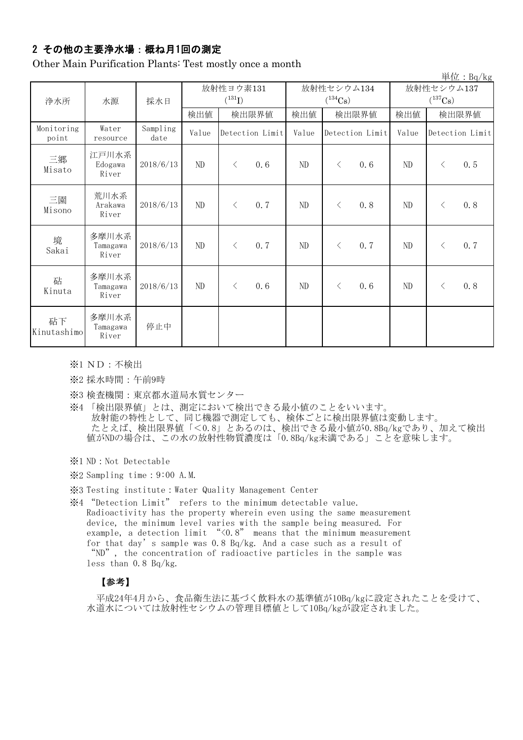## 2 その他の主要浄水場：概ね月1回の測定

Other Main Purification Plants: Test mostly once a month

単位：Bq/kg

| 浄水所 | 水源 | 採水日 | 放射性ヨウ素131 ($^{131}I$) | | | 放射性セシウム134 ($^{134}Cs$) | | | 放射性セシウム137 ($^{137}Cs$) | | |
|---|---|---|---|---|---|---|---|---|---|---|---|
| | | | 検出値 | 検出限界値 | | 検出値 | 検出限界値 | | 検出値 | 検出限界値 | |
| Monitoring point | Water resource | Sampling date | Value | Detection Limit | | Value | Detection Limit | | Value | Detection Limit | |
| 三郷 Misato | 江戸川水系 Edogawa River | 2018/6/13 | ND | < | 0.6 | ND | < | 0.6 | ND | < | 0.5 |
| 三園 Misono | 荒川水系 Arakawa River | 2018/6/13 | ND | < | 0.7 | ND | < | 0.8 | ND | < | 0.8 |
| 境 Sakai | 多摩川水系 Tamagawa River | 2018/6/13 | ND | < | 0.7 | ND | < | 0.7 | ND | < | 0.7 |
| 砧 Kinuta | 多摩川水系 Tamagawa River | 2018/6/13 | ND | < | 0.6 | ND | < | 0.6 | ND | < | 0.8 |
| 砧下 Kinutashimo | 多摩川水系 Tamagawa River | 停止中 | | | | | | | | | |

※1 ＮＤ：不検出

※2 採水時間：午前9時

※3 検査機関：東京都水道局水質センター

※4 「検出限界値」とは、測定において検出できる最小値のことをいいます。
放射能の特性として、同じ機器で測定しても、検体ごとに検出限界値は変動します。
たとえば、検出限界値「<0.8」とあるのは、検出できる最小値が0.8Bq/kgであり、加えて検出値がNDの場合は、この水の放射性物質濃度は「0.8Bq/kg未満である」ことを意味します。

※1 ND：Not Detectable

※2 Sampling time：9:00 A.M.

※3 Testing institute：Water Quality Management Center

※4 "Detection Limit" refers to the minimum detectable value.
Radioactivity has the property wherein even using the same measurement device, the minimum level varies with the sample being measured. For example, a detection limit "<0.8" means that the minimum measurement for that day's sample was 0.8 Bq/kg. And a case such as a result of "ND", the concentration of radioactive particles in the sample was less than 0.8 Bq/kg.

**【参考】**

平成24年4月から、食品衛生法に基づく飲料水の基準値が10Bq/kgに設定されたことを受けて、水道水については放射性セシウムの管理目標値として10Bq/kgが設定されました。